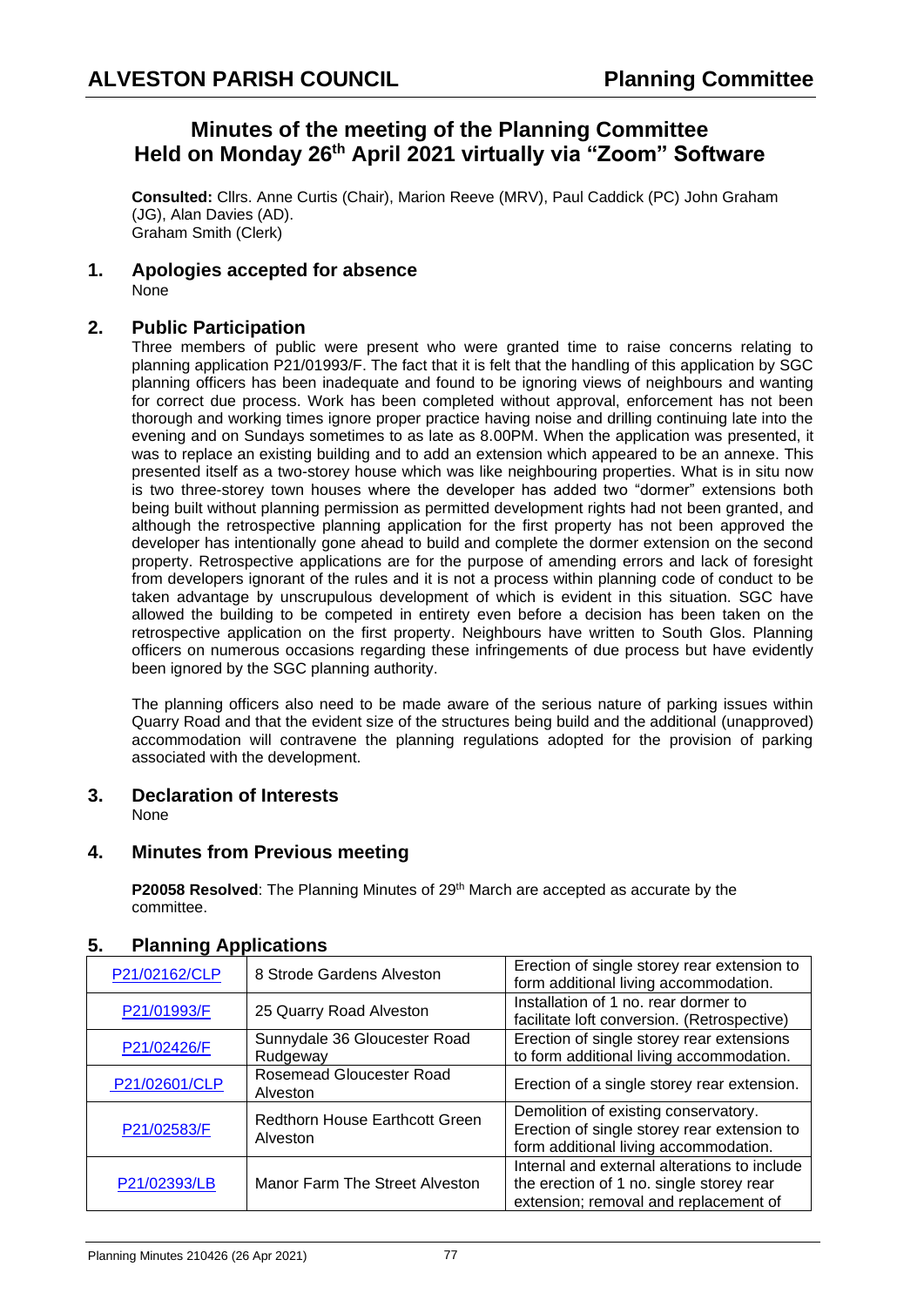ALVESTON PARISH COUNCIL

Planning Committee

# Minutes of the meeting of the Planning Committee Held on Monday 26th April 2021 virtually via "Zoom" Software

**Consulted:** Cllrs. Anne Curtis (Chair), Marion Reeve (MRV), Paul Caddick (PC) John Graham (JG), Alan Davies (AD).
Graham Smith (Clerk)

## 1. Apologies accepted for absence

None

## 2. Public Participation

Three members of public were present who were granted time to raise concerns relating to planning application P21/01993/F. The fact that it is felt that the handling of this application by SGC planning officers has been inadequate and found to be ignoring views of neighbours and wanting for correct due process. Work has been completed without approval, enforcement has not been thorough and working times ignore proper practice having noise and drilling continuing late into the evening and on Sundays sometimes to as late as 8.00PM. When the application was presented, it was to replace an existing building and to add an extension which appeared to be an annexe. This presented itself as a two-storey house which was like neighbouring properties. What is in situ now is two three-storey town houses where the developer has added two "dormer" extensions both being built without planning permission as permitted development rights had not been granted, and although the retrospective planning application for the first property has not been approved the developer has intentionally gone ahead to build and complete the dormer extension on the second property. Retrospective applications are for the purpose of amending errors and lack of foresight from developers ignorant of the rules and it is not a process within planning code of conduct to be taken advantage by unscrupulous development of which is evident in this situation. SGC have allowed the building to be competed in entirety even before a decision has been taken on the retrospective application on the first property. Neighbours have written to South Glos. Planning officers on numerous occasions regarding these infringements of due process but have evidently been ignored by the SGC planning authority.

The planning officers also need to be made aware of the serious nature of parking issues within Quarry Road and that the evident size of the structures being build and the additional (unapproved) accommodation will contravene the planning regulations adopted for the provision of parking associated with the development.

## 3. Declaration of Interests

None

## 4. Minutes from Previous meeting

**P20058 Resolved**: The Planning Minutes of 29th March are accepted as accurate by the committee.

## 5. Planning Applications

| | | |
|---|---|---|
| P21/02162/CLP | 8 Strode Gardens Alveston | Erection of single storey rear extension to form additional living accommodation. |
| P21/01993/F | 25 Quarry Road Alveston | Installation of 1 no. rear dormer to facilitate loft conversion. (Retrospective) |
| P21/02426/F | Sunnydale 36 Gloucester Road Rudgeway | Erection of single storey rear extensions to form additional living accommodation. |
| P21/02601/CLP | Rosemead Gloucester Road Alveston | Erection of a single storey rear extension. |
| P21/02583/F | Redthorn House Earthcott Green Alveston | Demolition of existing conservatory. Erection of single storey rear extension to form additional living accommodation. |
| P21/02393/LB | Manor Farm The Street Alveston | Internal and external alterations to include the erection of 1 no. single storey rear extension; removal and replacement of |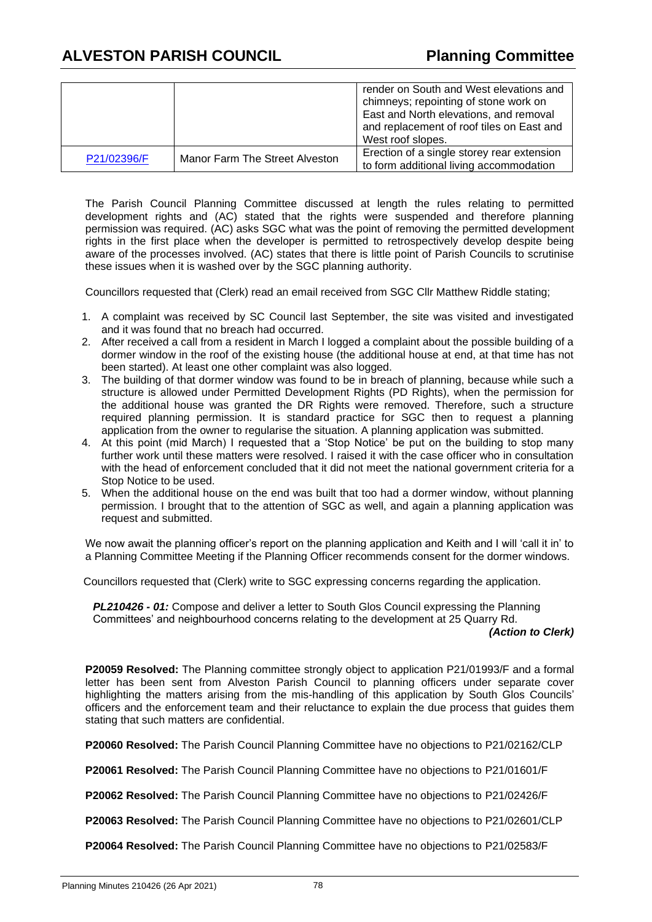|  |  | render on South and West elevations and chimneys; repointing of stone work on East and North elevations, and removal and replacement of roof tiles on East and West roof slopes. |
| --- | --- | --- |
| P21/02396/F | Manor Farm The Street Alveston | Erection of a single storey rear extension to form additional living accommodation |

The Parish Council Planning Committee discussed at length the rules relating to permitted development rights and (AC) stated that the rights were suspended and therefore planning permission was required. (AC) asks SGC what was the point of removing the permitted development rights in the first place when the developer is permitted to retrospectively develop despite being aware of the processes involved. (AC) states that there is little point of Parish Councils to scrutinise these issues when it is washed over by the SGC planning authority.

Councillors requested that (Clerk) read an email received from SGC Cllr Matthew Riddle stating;

1. A complaint was received by SC Council last September, the site was visited and investigated and it was found that no breach had occurred.
2. After received a call from a resident in March I logged a complaint about the possible building of a dormer window in the roof of the existing house (the additional house at end, at that time has not been started). At least one other complaint was also logged.
3. The building of that dormer window was found to be in breach of planning, because while such a structure is allowed under Permitted Development Rights (PD Rights), when the permission for the additional house was granted the DR Rights were removed. Therefore, such a structure required planning permission. It is standard practice for SGC then to request a planning application from the owner to regularise the situation. A planning application was submitted.
4. At this point (mid March) I requested that a 'Stop Notice' be put on the building to stop many further work until these matters were resolved. I raised it with the case officer who in consultation with the head of enforcement concluded that it did not meet the national government criteria for a Stop Notice to be used.
5. When the additional house on the end was built that too had a dormer window, without planning permission. I brought that to the attention of SGC as well, and again a planning application was request and submitted.

We now await the planning officer's report on the planning application and Keith and I will 'call it in' to a Planning Committee Meeting if the Planning Officer recommends consent for the dormer windows.

Councillors requested that (Clerk) write to SGC expressing concerns regarding the application.

***PL210426 - 01:*** Compose and deliver a letter to South Glos Council expressing the Planning Committees' and neighbourhood concerns relating to the development at 25 Quarry Rd.

***(Action to Clerk)***

**P20059 Resolved:** The Planning committee strongly object to application P21/01993/F and a formal letter has been sent from Alveston Parish Council to planning officers under separate cover highlighting the matters arising from the mis-handling of this application by South Glos Councils' officers and the enforcement team and their reluctance to explain the due process that guides them stating that such matters are confidential.

**P20060 Resolved:** The Parish Council Planning Committee have no objections to P21/02162/CLP

**P20061 Resolved:** The Parish Council Planning Committee have no objections to P21/01601/F

**P20062 Resolved:** The Parish Council Planning Committee have no objections to P21/02426/F

**P20063 Resolved:** The Parish Council Planning Committee have no objections to P21/02601/CLP

**P20064 Resolved:** The Parish Council Planning Committee have no objections to P21/02583/F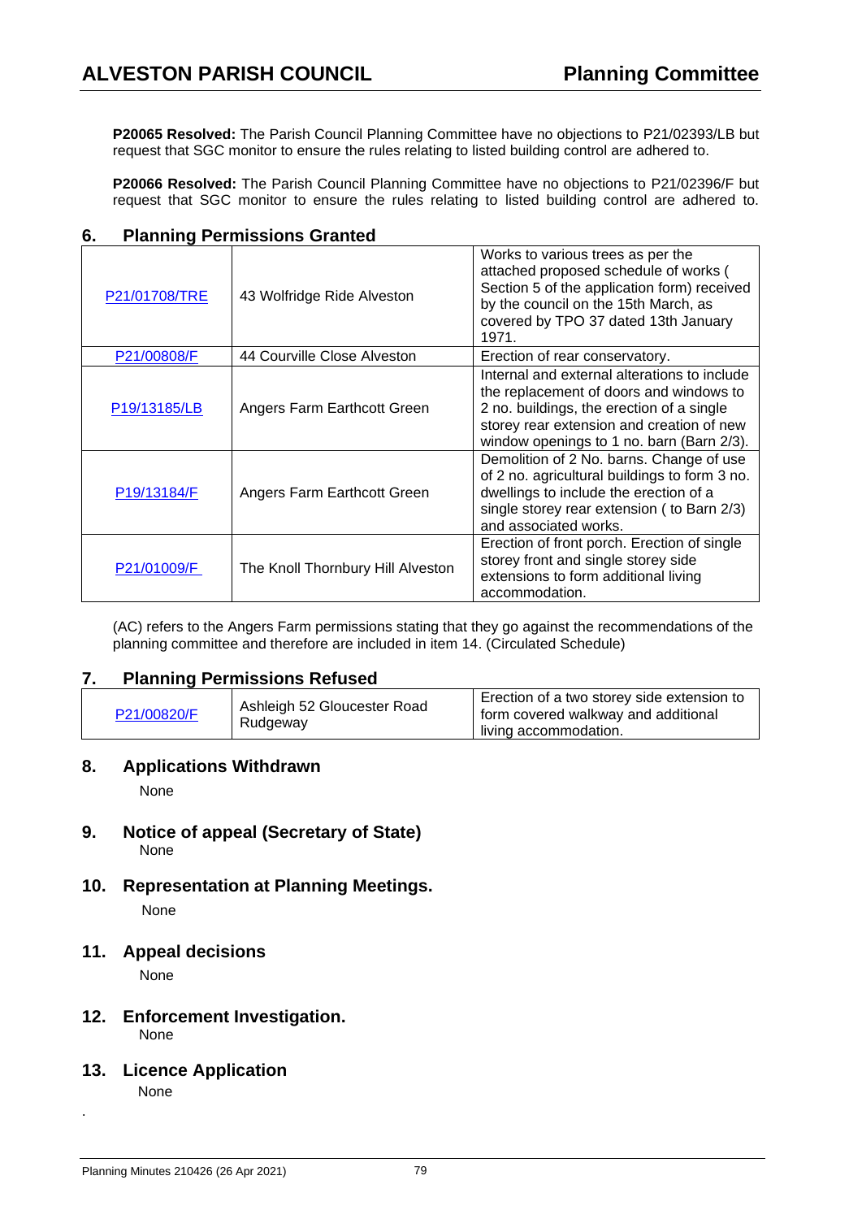**P20065 Resolved:** The Parish Council Planning Committee have no objections to P21/02393/LB but request that SGC monitor to ensure the rules relating to listed building control are adhered to.

**P20066 Resolved:** The Parish Council Planning Committee have no objections to P21/02396/F but request that SGC monitor to ensure the rules relating to listed building control are adhered to.

## 6. Planning Permissions Granted

| | | |
|---|---|---|
| P21/01708/TRE | 43 Wolfridge Ride Alveston | Works to various trees as per the attached proposed schedule of works ( Section 5 of the application form) received by the council on the 15th March, as covered by TPO 37 dated 13th January 1971. |
| P21/00808/F | 44 Courville Close Alveston | Erection of rear conservatory. |
| P19/13185/LB | Angers Farm Earthcott Green | Internal and external alterations to include the replacement of doors and windows to 2 no. buildings, the erection of a single storey rear extension and creation of new window openings to 1 no. barn (Barn 2/3). |
| P19/13184/F | Angers Farm Earthcott Green | Demolition of 2 No. barns. Change of use of 2 no. agricultural buildings to form 3 no. dwellings to include the erection of a single storey rear extension ( to Barn 2/3) and associated works. |
| P21/01009/F | The Knoll Thornbury Hill Alveston | Erection of front porch. Erection of single storey front and single storey side extensions to form additional living accommodation. |

(AC) refers to the Angers Farm permissions stating that they go against the recommendations of the planning committee and therefore are included in item 14. (Circulated Schedule)

## 7. Planning Permissions Refused

| | | |
|---|---|---|
| P21/00820/F | Ashleigh 52 Gloucester Road Rudgeway | Erection of a two storey side extension to form covered walkway and additional living accommodation. |

## 8. Applications Withdrawn

None

## 9. Notice of appeal (Secretary of State)

None

## 10. Representation at Planning Meetings.

None

## 11. Appeal decisions

None

## 12. Enforcement Investigation.

None

## 13. Licence Application

None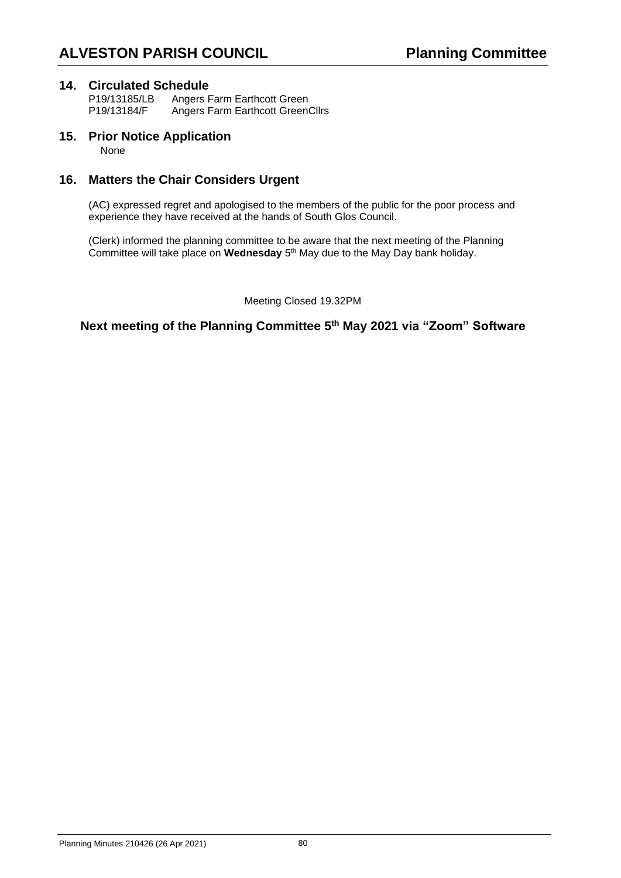## 14. Circulated Schedule

P19/13185/LB Angers Farm Earthcott Green
P19/13184/F Angers Farm Earthcott GreenCllrs

## 15. Prior Notice Application

None

## 16. Matters the Chair Considers Urgent

(AC) expressed regret and apologised to the members of the public for the poor process and experience they have received at the hands of South Glos Council.

(Clerk) informed the planning committee to be aware that the next meeting of the Planning Committee will take place on **Wednesday** 5th May due to the May Day bank holiday.

Meeting Closed 19.32PM

**Next meeting of the Planning Committee 5th May 2021 via "Zoom" Software**